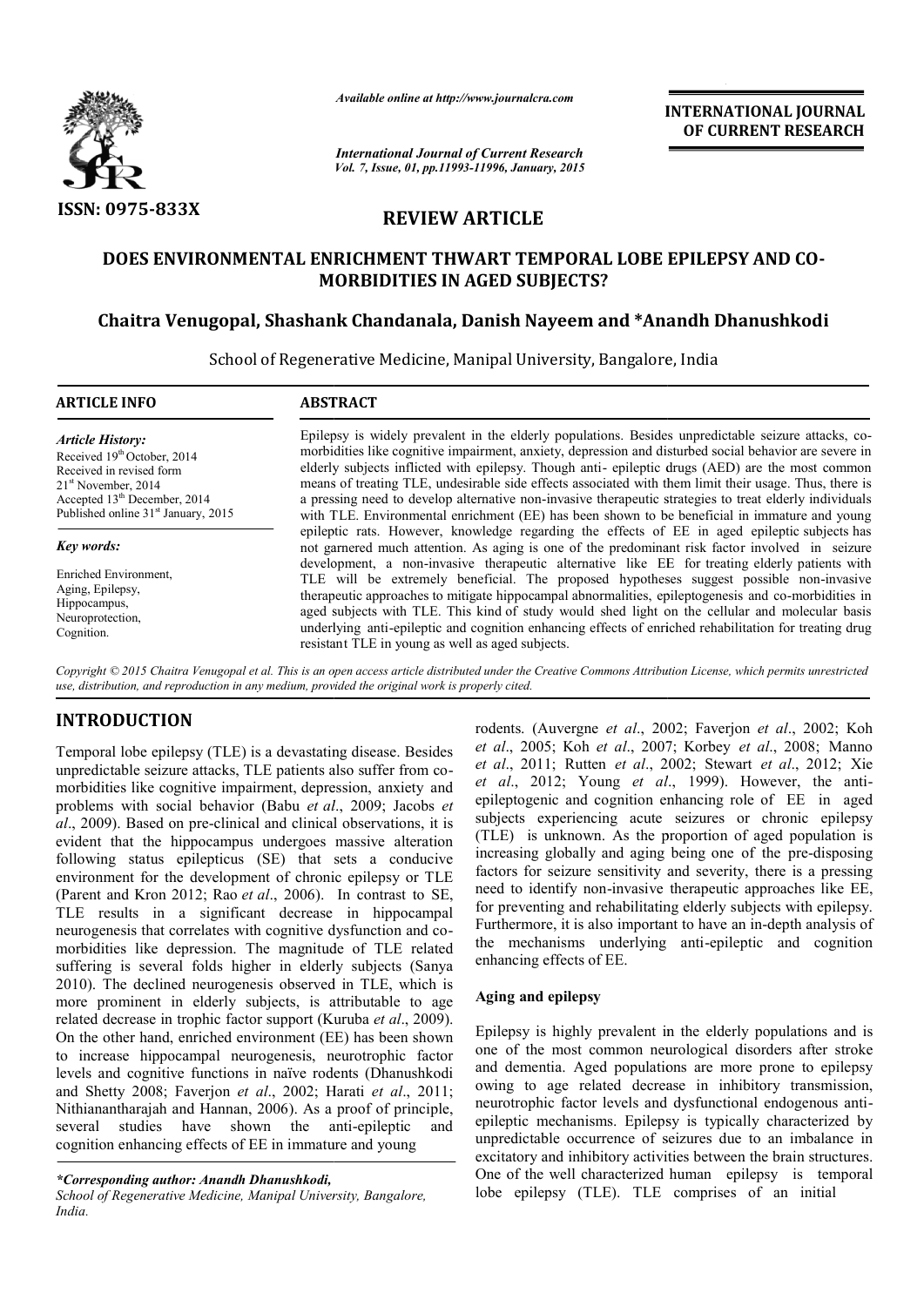ISSN: 0975-833X

*Available online at http://www.journalcra.com*

*International Journal of Current Research*
*Vol. 7, Issue, 01, pp.11993-11996, January, 2015*

**INTERNATIONAL JOURNAL OF CURRENT RESEARCH**

## REVIEW ARTICLE

# DOES ENVIRONMENTAL ENRICHMENT THWART TEMPORAL LOBE EPILEPSY AND CO-MORBIDITIES IN AGED SUBJECTS?

**Chaitra Venugopal, Shashank Chandanala, Danish Nayeem and \*Anandh Dhanushkodi**

School of Regenerative Medicine, Manipal University, Bangalore, India

**ARTICLE INFO**

*Article History:*
Received 19th October, 2014
Received in revised form
21st November, 2014
Accepted 13th December, 2014
Published online 31st January, 2015

*Key words:*
Enriched Environment,
Aging, Epilepsy,
Hippocampus,
Neuroprotection,
Cognition.

**ABSTRACT**

Epilepsy is widely prevalent in the elderly populations. Besides unpredictable seizure attacks, co-morbidities like cognitive impairment, anxiety, depression and disturbed social behavior are severe in elderly subjects inflicted with epilepsy. Though anti- epileptic drugs (AED) are the most common means of treating TLE, undesirable side effects associated with them limit their usage. Thus, there is a pressing need to develop alternative non-invasive therapeutic strategies to treat elderly individuals with TLE. Environmental enrichment (EE) has been shown to be beneficial in immature and young epileptic rats. However, knowledge regarding the effects of EE in aged epileptic subjects has not garnered much attention. As aging is one of the predominant risk factor involved in seizure development, a non-invasive therapeutic alternative like EE for treating elderly patients with TLE will be extremely beneficial. The proposed hypotheses suggest possible non-invasive therapeutic approaches to mitigate hippocampal abnormalities, epileptogenesis and co-morbidities in aged subjects with TLE. This kind of study would shed light on the cellular and molecular basis underlying anti-epileptic and cognition enhancing effects of enriched rehabilitation for treating drug resistant TLE in young as well as aged subjects.

*Copyright © 2015 Chaitra Venugopal et al. This is an open access article distributed under the Creative Commons Attribution License, which permits unrestricted use, distribution, and reproduction in any medium, provided the original work is properly cited.*

## INTRODUCTION

Temporal lobe epilepsy (TLE) is a devastating disease. Besides unpredictable seizure attacks, TLE patients also suffer from co-morbidities like cognitive impairment, depression, anxiety and problems with social behavior (Babu *et al*., 2009; Jacobs *et al*., 2009). Based on pre-clinical and clinical observations, it is evident that the hippocampus undergoes massive alteration following status epilepticus (SE) that sets a conducive environment for the development of chronic epilepsy or TLE (Parent and Kron 2012; Rao *et al*., 2006). In contrast to SE, TLE results in a significant decrease in hippocampal neurogenesis that correlates with cognitive dysfunction and co-morbidities like depression. The magnitude of TLE related suffering is several folds higher in elderly subjects (Sanya 2010). The declined neurogenesis observed in TLE, which is more prominent in elderly subjects, is attributable to age related decrease in trophic factor support (Kuruba *et al*., 2009). On the other hand, enriched environment (EE) has been shown to increase hippocampal neurogenesis, neurotrophic factor levels and cognitive functions in naïve rodents (Dhanushkodi and Shetty 2008; Faverjon *et al*., 2002; Harati *et al*., 2011; Nithianantharajah and Hannan, 2006). As a proof of principle, several studies have shown the anti-epileptic and cognition enhancing effects of EE in immature and young rodents. (Auvergne *et al*., 2002; Faverjon *et al*., 2002; Koh *et al*., 2005; Koh *et al*., 2007; Korbey *et al*., 2008; Manno *et al*., 2011; Rutten *et al*., 2002; Stewart *et al*., 2012; Xie *et al*., 2012; Young *et al*., 1999). However, the anti-epileptogenic and cognition enhancing role of EE in aged subjects experiencing acute seizures or chronic epilepsy (TLE) is unknown. As the proportion of aged population is increasing globally and aging being one of the pre-disposing factors for seizure sensitivity and severity, there is a pressing need to identify non-invasive therapeutic approaches like EE, for preventing and rehabilitating elderly subjects with epilepsy. Furthermore, it is also important to have an in-depth analysis of the mechanisms underlying anti-epileptic and cognition enhancing effects of EE.

### Aging and epilepsy

Epilepsy is highly prevalent in the elderly populations and is one of the most common neurological disorders after stroke and dementia. Aged populations are more prone to epilepsy owing to age related decrease in inhibitory transmission, neurotrophic factor levels and dysfunctional endogenous anti-epileptic mechanisms. Epilepsy is typically characterized by unpredictable occurrence of seizures due to an imbalance in excitatory and inhibitory activities between the brain structures. One of the well characterized human epilepsy is temporal lobe epilepsy (TLE). TLE comprises of an initial

*\*Corresponding author: Anandh Dhanushkodi,*
*School of Regenerative Medicine, Manipal University, Bangalore, India.*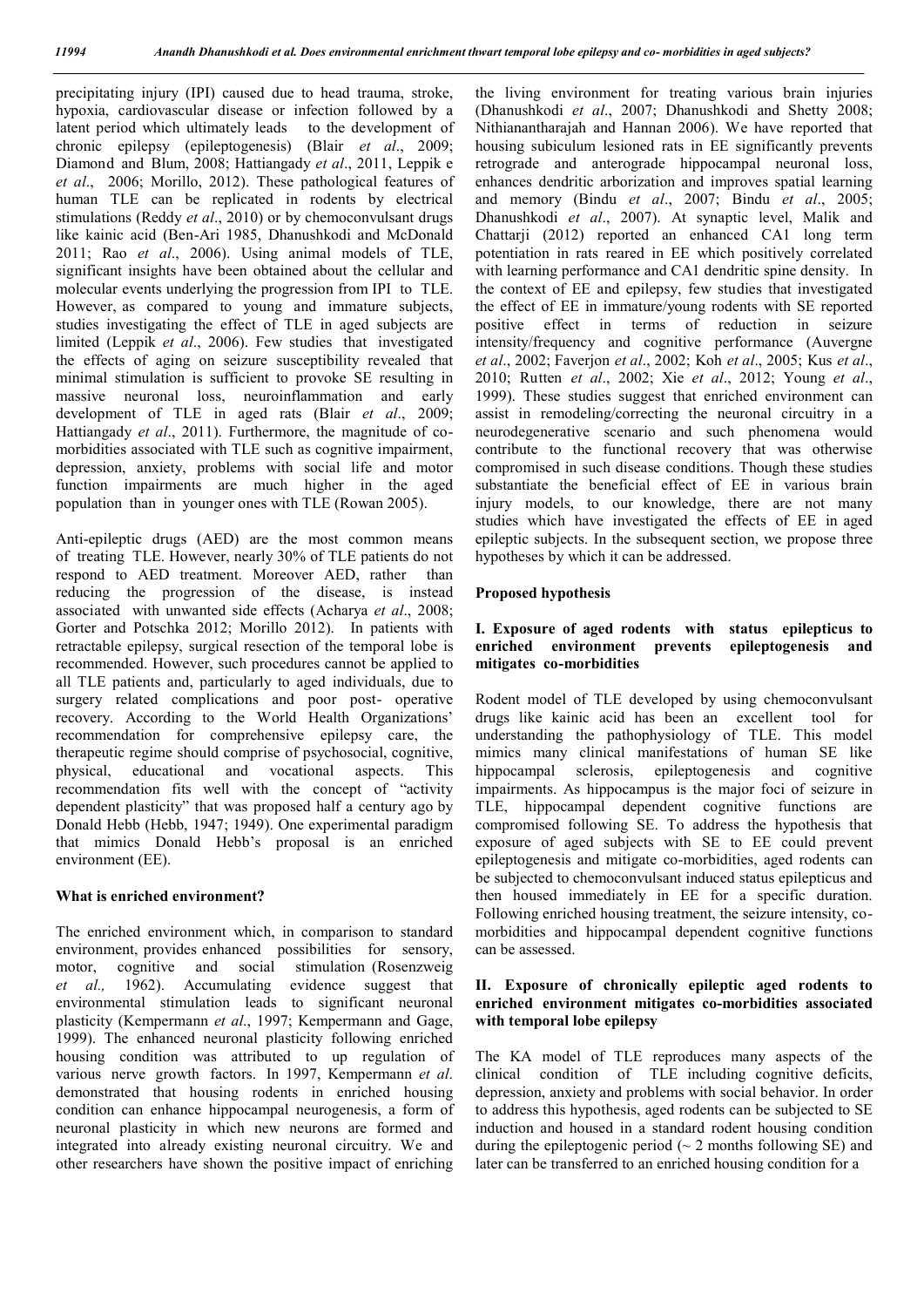precipitating injury (IPI) caused due to head trauma, stroke, hypoxia, cardiovascular disease or infection followed by a latent period which ultimately leads to the development of chronic epilepsy (epileptogenesis) (Blair *et al*., 2009; Diamond and Blum, 2008; Hattiangady *et al*., 2011, Leppik e *et al*., 2006; Morillo, 2012). These pathological features of human TLE can be replicated in rodents by electrical stimulations (Reddy *et al*., 2010) or by chemoconvulsant drugs like kainic acid (Ben-Ari 1985, Dhanushkodi and McDonald 2011; Rao *et al*., 2006). Using animal models of TLE, significant insights have been obtained about the cellular and molecular events underlying the progression from IPI to TLE. However, as compared to young and immature subjects, studies investigating the effect of TLE in aged subjects are limited (Leppik *et al*., 2006). Few studies that investigated the effects of aging on seizure susceptibility revealed that minimal stimulation is sufficient to provoke SE resulting in massive neuronal loss, neuroinflammation and early development of TLE in aged rats (Blair *et al*., 2009; Hattiangady *et al*., 2011). Furthermore, the magnitude of co-morbidities associated with TLE such as cognitive impairment, depression, anxiety, problems with social life and motor function impairments are much higher in the aged population than in younger ones with TLE (Rowan 2005).

Anti-epileptic drugs (AED) are the most common means of treating TLE. However, nearly 30% of TLE patients do not respond to AED treatment. Moreover AED, rather than reducing the progression of the disease, is instead associated with unwanted side effects (Acharya *et al*., 2008; Gorter and Potschka 2012; Morillo 2012). In patients with retractable epilepsy, surgical resection of the temporal lobe is recommended. However, such procedures cannot be applied to all TLE patients and, particularly to aged individuals, due to surgery related complications and poor post- operative recovery. According to the World Health Organizations' recommendation for comprehensive epilepsy care, the therapeutic regime should comprise of psychosocial, cognitive, physical, educational and vocational aspects. This recommendation fits well with the concept of "activity dependent plasticity" that was proposed half a century ago by Donald Hebb (Hebb, 1947; 1949). One experimental paradigm that mimics Donald Hebb's proposal is an enriched environment (EE).

## What is enriched environment?

The enriched environment which, in comparison to standard environment, provides enhanced possibilities for sensory, motor, cognitive and social stimulation (Rosenzweig *et al.,* 1962). Accumulating evidence suggest that environmental stimulation leads to significant neuronal plasticity (Kempermann *et al*., 1997; Kempermann and Gage, 1999). The enhanced neuronal plasticity following enriched housing condition was attributed to up regulation of various nerve growth factors. In 1997, Kempermann *et al.* demonstrated that housing rodents in enriched housing condition can enhance hippocampal neurogenesis, a form of neuronal plasticity in which new neurons are formed and integrated into already existing neuronal circuitry. We and other researchers have shown the positive impact of enriching the living environment for treating various brain injuries (Dhanushkodi *et al*., 2007; Dhanushkodi and Shetty 2008; Nithianantharajah and Hannan 2006). We have reported that housing subiculum lesioned rats in EE significantly prevents retrograde and anterograde hippocampal neuronal loss, enhances dendritic arborization and improves spatial learning and memory (Bindu *et al*., 2007; Bindu *et al*., 2005; Dhanushkodi *et al*., 2007). At synaptic level, Malik and Chattarji (2012) reported an enhanced CA1 long term potentiation in rats reared in EE which positively correlated with learning performance and CA1 dendritic spine density. In the context of EE and epilepsy, few studies that investigated the effect of EE in immature/young rodents with SE reported positive effect in terms of reduction in seizure intensity/frequency and cognitive performance (Auvergne *et al*., 2002; Faverjon *et al*., 2002; Koh *et al*., 2005; Kus *et al*., 2010; Rutten *et al*., 2002; Xie *et al*., 2012; Young *et al*., 1999). These studies suggest that enriched environment can assist in remodeling/correcting the neuronal circuitry in a neurodegenerative scenario and such phenomena would contribute to the functional recovery that was otherwise compromised in such disease conditions. Though these studies substantiate the beneficial effect of EE in various brain injury models, to our knowledge, there are not many studies which have investigated the effects of EE in aged epileptic subjects. In the subsequent section, we propose three hypotheses by which it can be addressed.

## Proposed hypothesis

### I. Exposure of aged rodents with status epilepticus to enriched environment prevents epileptogenesis and mitigates co-morbidities

Rodent model of TLE developed by using chemoconvulsant drugs like kainic acid has been an excellent tool for understanding the pathophysiology of TLE. This model mimics many clinical manifestations of human SE like hippocampal sclerosis, epileptogenesis and cognitive impairments. As hippocampus is the major foci of seizure in TLE, hippocampal dependent cognitive functions are compromised following SE. To address the hypothesis that exposure of aged subjects with SE to EE could prevent epileptogenesis and mitigate co-morbidities, aged rodents can be subjected to chemoconvulsant induced status epilepticus and then housed immediately in EE for a specific duration. Following enriched housing treatment, the seizure intensity, co-morbidities and hippocampal dependent cognitive functions can be assessed.

### II. Exposure of chronically epileptic aged rodents to enriched environment mitigates co-morbidities associated with temporal lobe epilepsy

The KA model of TLE reproduces many aspects of the clinical condition of TLE including cognitive deficits, depression, anxiety and problems with social behavior. In order to address this hypothesis, aged rodents can be subjected to SE induction and housed in a standard rodent housing condition during the epileptogenic period (~ 2 months following SE) and later can be transferred to an enriched housing condition for a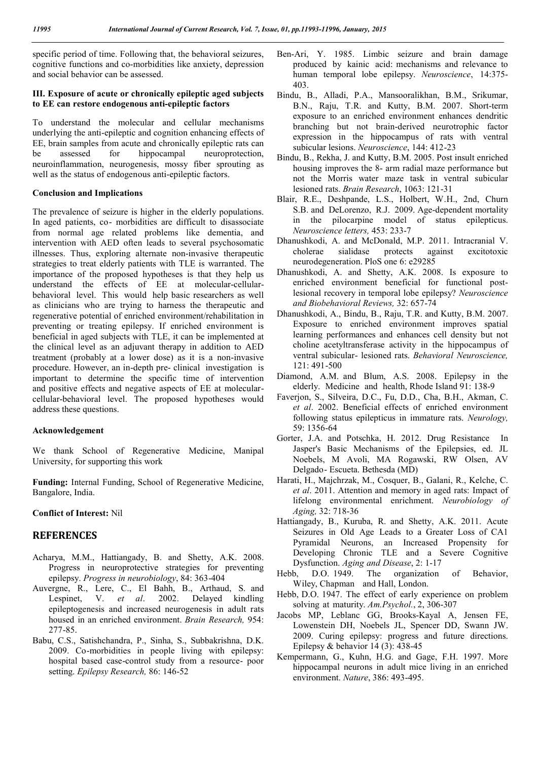specific period of time. Following that, the behavioral seizures, cognitive functions and co-morbidities like anxiety, depression and social behavior can be assessed.

### III. Exposure of acute or chronically epileptic aged subjects to EE can restore endogenous anti-epileptic factors

To understand the molecular and cellular mechanisms underlying the anti-epileptic and cognition enhancing effects of EE, brain samples from acute and chronically epileptic rats can be assessed for hippocampal neuroprotection, neuroinflammation, neurogenesis, mossy fiber sprouting as well as the status of endogenous anti-epileptic factors.

### Conclusion and Implications

The prevalence of seizure is higher in the elderly populations. In aged patients, co- morbidities are difficult to disassociate from normal age related problems like dementia, and intervention with AED often leads to several psychosomatic illnesses. Thus, exploring alternate non-invasive therapeutic strategies to treat elderly patients with TLE is warranted. The importance of the proposed hypotheses is that they help us understand the effects of EE at molecular-cellular-behavioral level. This would help basic researchers as well as clinicians who are trying to harness the therapeutic and regenerative potential of enriched environment/rehabilitation in preventing or treating epilepsy. If enriched environment is beneficial in aged subjects with TLE, it can be implemented at the clinical level as an adjuvant therapy in addition to AED treatment (probably at a lower dose) as it is a non-invasive procedure. However, an in-depth pre- clinical investigation is important to determine the specific time of intervention and positive effects and negative aspects of EE at molecular-cellular-behavioral level. The proposed hypotheses would address these questions.

### Acknowledgement

We thank School of Regenerative Medicine, Manipal University, for supporting this work

**Funding:** Internal Funding, School of Regenerative Medicine, Bangalore, India.

**Conflict of Interest:** Nil

## REFERENCES

- Acharya, M.M., Hattiangady, B. and Shetty, A.K. 2008. Progress in neuroprotective strategies for preventing epilepsy. *Progress in neurobiology*, 84: 363-404
- Auvergne, R., Lere, C., El Bahh, B., Arthaud, S. and Lespinet, V. *et al*. 2002. Delayed kindling epileptogenesis and increased neurogenesis in adult rats housed in an enriched environment. *Brain Research,* 954: 277-85.
- Babu, C.S., Satishchandra, P., Sinha, S., Subbakrishna, D.K. 2009. Co-morbidities in people living with epilepsy: hospital based case-control study from a resource- poor setting. *Epilepsy Research,* 86: 146-52
- Ben-Ari, Y. 1985. Limbic seizure and brain damage produced by kainic acid: mechanisms and relevance to human temporal lobe epilepsy. *Neuroscience*, 14:375-403.
- Bindu, B., Alladi, P.A., Mansooralikhan, B.M., Srikumar, B.N., Raju, T.R. and Kutty, B.M. 2007. Short-term exposure to an enriched environment enhances dendritic branching but not brain-derived neurotrophic factor expression in the hippocampus of rats with ventral subicular lesions. *Neuroscience*, 144: 412-23
- Bindu, B., Rekha, J. and Kutty, B.M. 2005. Post insult enriched housing improves the 8- arm radial maze performance but not the Morris water maze task in ventral subicular lesioned rats. *Brain Research*, 1063: 121-31
- Blair, R.E., Deshpande, L.S., Holbert, W.H., 2nd, Churn S.B. and DeLorenzo, R.J. 2009. Age-dependent mortality in the pilocarpine model of status epilepticus. *Neuroscience letters,* 453: 233-7
- Dhanushkodi, A. and McDonald, M.P. 2011. Intracranial V. cholerae sialidase protects against excitotoxic neurodegeneration. PloS one 6: e29285
- Dhanushkodi, A. and Shetty, A.K. 2008. Is exposure to enriched environment beneficial for functional post-lesional recovery in temporal lobe epilepsy? *Neuroscience and Biobehavioral Reviews,* 32: 657-74
- Dhanushkodi, A., Bindu, B., Raju, T.R. and Kutty, B.M. 2007. Exposure to enriched environment improves spatial learning performances and enhances cell density but not choline acetyltransferase activity in the hippocampus of ventral subicular- lesioned rats. *Behavioral Neuroscience,* 121: 491-500
- Diamond, A.M. and Blum, A.S. 2008. Epilepsy in the elderly. Medicine and health, Rhode Island 91: 138-9
- Faverjon, S., Silveira, D.C., Fu, D.D., Cha, B.H., Akman, C. *et al*. 2002. Beneficial effects of enriched environment following status epilepticus in immature rats. *Neurology,* 59: 1356-64
- Gorter, J.A. and Potschka, H. 2012. Drug Resistance In Jasper's Basic Mechanisms of the Epilepsies, ed. JL Noebels, M Avoli, MA Rogawski, RW Olsen, AV Delgado- Escueta. Bethesda (MD)
- Harati, H., Majchrzak, M., Cosquer, B., Galani, R., Kelche, C. *et al*. 2011. Attention and memory in aged rats: Impact of lifelong environmental enrichment. *Neurobiology of Aging,* 32: 718-36
- Hattiangady, B., Kuruba, R. and Shetty, A.K. 2011. Acute Seizures in Old Age Leads to a Greater Loss of CA1 Pyramidal Neurons, an Increased Propensity for Developing Chronic TLE and a Severe Cognitive Dysfunction. *Aging and Disease*, 2: 1-17
- Hebb, D.O. 1949. The organization of Behavior, Wiley, Chapman and Hall, London.
- Hebb, D.O. 1947. The effect of early experience on problem solving at maturity. *Am.Psychol.*, 2, 306-307
- Jacobs MP, Leblanc GG, Brooks-Kayal A, Jensen FE, Lowenstein DH, Noebels JL, Spencer DD, Swann JW. 2009. Curing epilepsy: progress and future directions. Epilepsy & behavior 14 (3): 438-45
- Kempermann, G., Kuhn, H.G. and Gage, F.H. 1997. More hippocampal neurons in adult mice living in an enriched environment. *Nature*, 386: 493-495.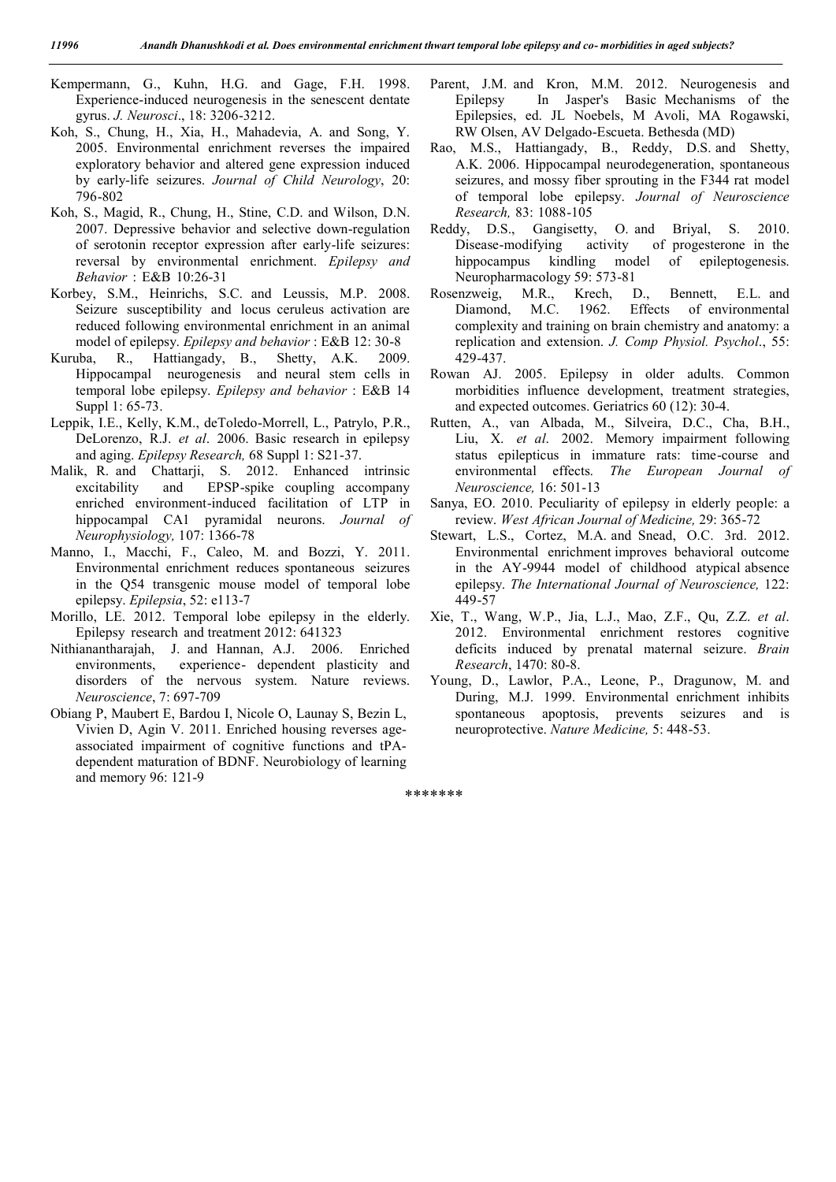Kempermann, G., Kuhn, H.G. and Gage, F.H. 1998. Experience-induced neurogenesis in the senescent dentate gyrus. *J. Neurosci*., 18: 3206-3212.

Koh, S., Chung, H., Xia, H., Mahadevia, A. and Song, Y. 2005. Environmental enrichment reverses the impaired exploratory behavior and altered gene expression induced by early-life seizures. *Journal of Child Neurology*, 20: 796-802

Koh, S., Magid, R., Chung, H., Stine, C.D. and Wilson, D.N. 2007. Depressive behavior and selective down-regulation of serotonin receptor expression after early-life seizures: reversal by environmental enrichment. *Epilepsy and Behavior* : E&B 10:26-31

Korbey, S.M., Heinrichs, S.C. and Leussis, M.P. 2008. Seizure susceptibility and locus ceruleus activation are reduced following environmental enrichment in an animal model of epilepsy. *Epilepsy and behavior* : E&B 12: 30-8

Kuruba, R., Hattiangady, B., Shetty, A.K. 2009. Hippocampal neurogenesis and neural stem cells in temporal lobe epilepsy. *Epilepsy and behavior* : E&B 14 Suppl 1: 65-73.

Leppik, I.E., Kelly, K.M., deToledo-Morrell, L., Patrylo, P.R., DeLorenzo, R.J. *et al*. 2006. Basic research in epilepsy and aging. *Epilepsy Research,* 68 Suppl 1: S21-37.

Malik, R. and Chattarji, S. 2012. Enhanced intrinsic excitability and EPSP-spike coupling accompany enriched environment-induced facilitation of LTP in hippocampal CA1 pyramidal neurons. *Journal of Neurophysiology,* 107: 1366-78

Manno, I., Macchi, F., Caleo, M. and Bozzi, Y. 2011. Environmental enrichment reduces spontaneous seizures in the Q54 transgenic mouse model of temporal lobe epilepsy. *Epilepsia*, 52: e113-7

Morillo, LE. 2012. Temporal lobe epilepsy in the elderly. Epilepsy research and treatment 2012: 641323

Nithianantharajah, J. and Hannan, A.J. 2006. Enriched environments, experience- dependent plasticity and disorders of the nervous system. Nature reviews. *Neuroscience*, 7: 697-709

Obiang P, Maubert E, Bardou I, Nicole O, Launay S, Bezin L, Vivien D, Agin V. 2011. Enriched housing reverses age-associated impairment of cognitive functions and tPA-dependent maturation of BDNF. Neurobiology of learning and memory 96: 121-9

Parent, J.M. and Kron, M.M. 2012. Neurogenesis and Epilepsy In Jasper's Basic Mechanisms of the Epilepsies, ed. JL Noebels, M Avoli, MA Rogawski, RW Olsen, AV Delgado-Escueta. Bethesda (MD)

Rao, M.S., Hattiangady, B., Reddy, D.S. and Shetty, A.K. 2006. Hippocampal neurodegeneration, spontaneous seizures, and mossy fiber sprouting in the F344 rat model of temporal lobe epilepsy. *Journal of Neuroscience Research,* 83: 1088-105

Reddy, D.S., Gangisetty, O. and Briyal, S. 2010. Disease-modifying activity of progesterone in the hippocampus kindling model of epileptogenesis. Neuropharmacology 59: 573-81

Rosenzweig, M.R., Krech, D., Bennett, E.L. and Diamond, M.C. 1962. Effects of environmental complexity and training on brain chemistry and anatomy: a replication and extension. *J. Comp Physiol. Psychol*., 55: 429-437.

Rowan AJ. 2005. Epilepsy in older adults. Common morbidities influence development, treatment strategies, and expected outcomes. Geriatrics 60 (12): 30-4.

Rutten, A., van Albada, M., Silveira, D.C., Cha, B.H., Liu, X. *et al*. 2002. Memory impairment following status epilepticus in immature rats: time-course and environmental effects. *The European Journal of Neuroscience,* 16: 501-13

Sanya, EO. 2010. Peculiarity of epilepsy in elderly people: a review. *West African Journal of Medicine,* 29: 365-72

Stewart, L.S., Cortez, M.A. and Snead, O.C. 3rd. 2012. Environmental enrichment improves behavioral outcome in the AY-9944 model of childhood atypical absence epilepsy. *The International Journal of Neuroscience,* 122: 449-57

Xie, T., Wang, W.P., Jia, L.J., Mao, Z.F., Qu, Z.Z. *et al*. 2012. Environmental enrichment restores cognitive deficits induced by prenatal maternal seizure. *Brain Research*, 1470: 80-8.

Young, D., Lawlor, P.A., Leone, P., Dragunow, M. and During, M.J. 1999. Environmental enrichment inhibits spontaneous apoptosis, prevents seizures and is neuroprotective. *Nature Medicine,* 5: 448-53.

*******